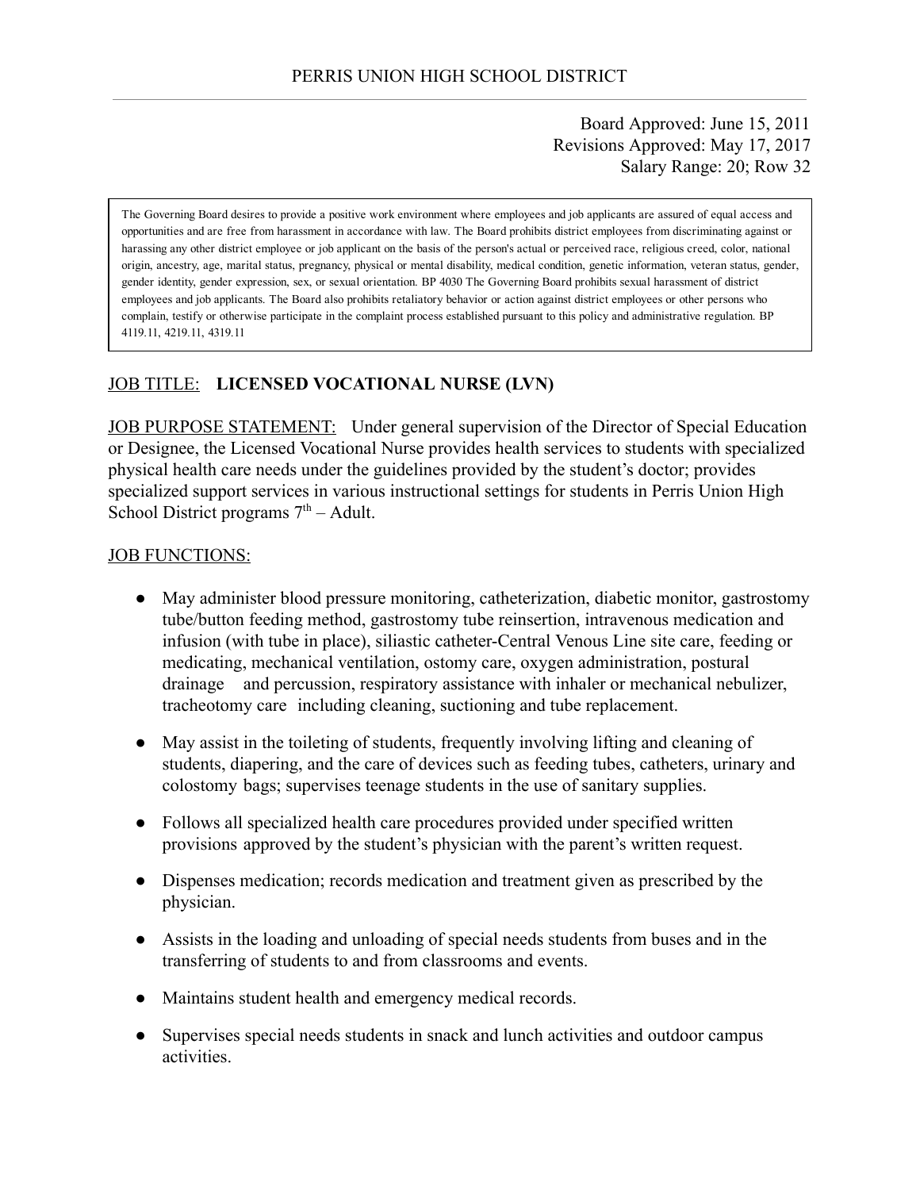# PERRIS UNION HIGH SCHOOL DISTRICT

Board Approved: June 15, 2011
Revisions Approved: May 17, 2017
Salary Range: 20; Row 32

> The Governing Board desires to provide a positive work environment where employees and job applicants are assured of equal access and opportunities and are free from harassment in accordance with law. The Board prohibits district employees from discriminating against or harassing any other district employee or job applicant on the basis of the person's actual or perceived race, religious creed, color, national origin, ancestry, age, marital status, pregnancy, physical or mental disability, medical condition, genetic information, veteran status, gender, gender identity, gender expression, sex, or sexual orientation. BP 4030 The Governing Board prohibits sexual harassment of district employees and job applicants. The Board also prohibits retaliatory behavior or action against district employees or other persons who complain, testify or otherwise participate in the complaint process established pursuant to this policy and administrative regulation. BP 4119.11, 4219.11, 4319.11

JOB TITLE: **LICENSED VOCATIONAL NURSE (LVN)**

JOB PURPOSE STATEMENT: Under general supervision of the Director of Special Education or Designee, the Licensed Vocational Nurse provides health services to students with specialized physical health care needs under the guidelines provided by the student's doctor; provides specialized support services in various instructional settings for students in Perris Union High School District programs 7th – Adult.

JOB FUNCTIONS:

- May administer blood pressure monitoring, catheterization, diabetic monitor, gastrostomy tube/button feeding method, gastrostomy tube reinsertion, intravenous medication and infusion (with tube in place), siliastic catheter-Central Venous Line site care, feeding or medicating, mechanical ventilation, ostomy care, oxygen administration, postural drainage and percussion, respiratory assistance with inhaler or mechanical nebulizer, tracheotomy care including cleaning, suctioning and tube replacement.
- May assist in the toileting of students, frequently involving lifting and cleaning of students, diapering, and the care of devices such as feeding tubes, catheters, urinary and colostomy bags; supervises teenage students in the use of sanitary supplies.
- Follows all specialized health care procedures provided under specified written provisions approved by the student's physician with the parent's written request.
- Dispenses medication; records medication and treatment given as prescribed by the physician.
- Assists in the loading and unloading of special needs students from buses and in the transferring of students to and from classrooms and events.
- Maintains student health and emergency medical records.
- Supervises special needs students in snack and lunch activities and outdoor campus activities.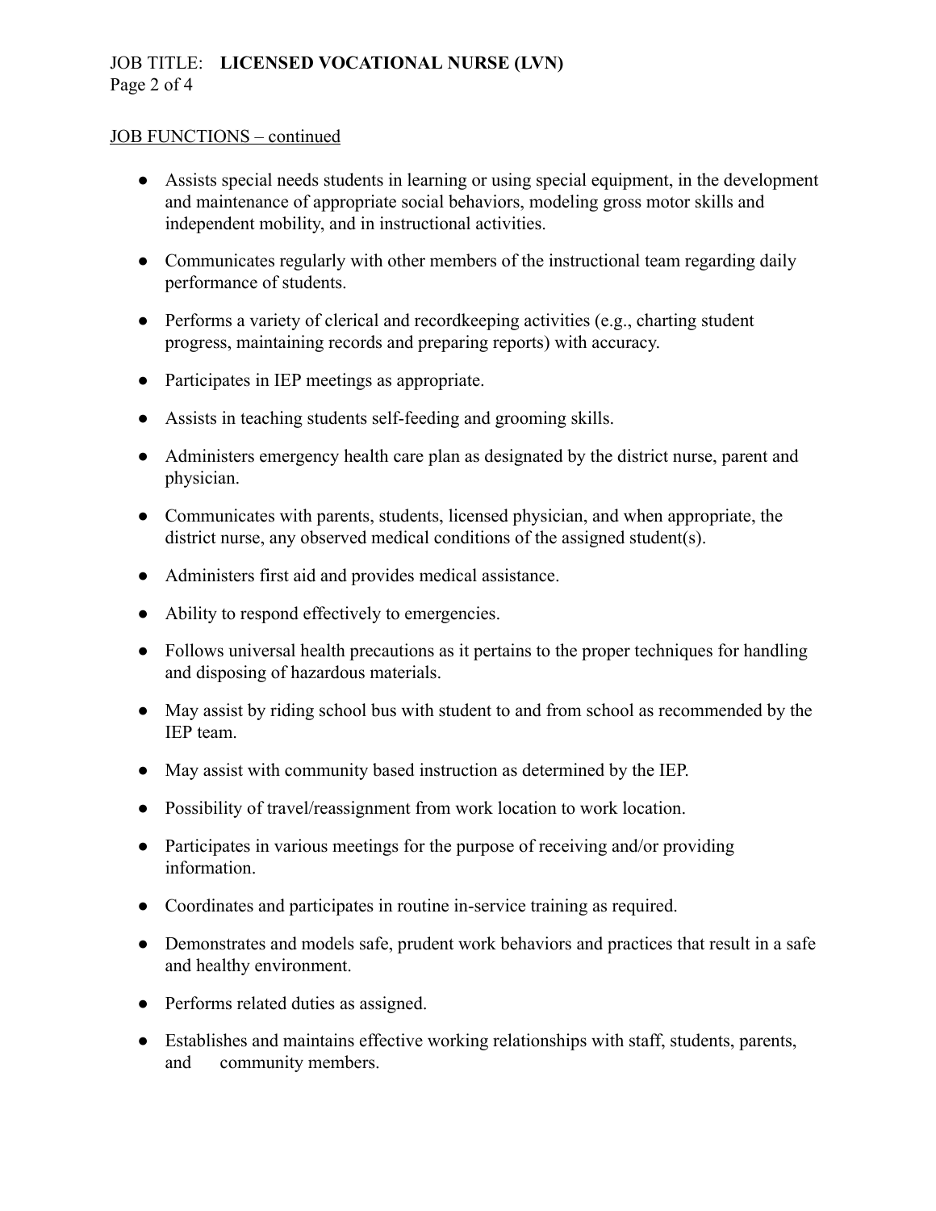JOB FUNCTIONS – continued

- Assists special needs students in learning or using special equipment, in the development and maintenance of appropriate social behaviors, modeling gross motor skills and independent mobility, and in instructional activities.
- Communicates regularly with other members of the instructional team regarding daily performance of students.
- Performs a variety of clerical and recordkeeping activities (e.g., charting student progress, maintaining records and preparing reports) with accuracy.
- Participates in IEP meetings as appropriate.
- Assists in teaching students self-feeding and grooming skills.
- Administers emergency health care plan as designated by the district nurse, parent and physician.
- Communicates with parents, students, licensed physician, and when appropriate, the district nurse, any observed medical conditions of the assigned student(s).
- Administers first aid and provides medical assistance.
- Ability to respond effectively to emergencies.
- Follows universal health precautions as it pertains to the proper techniques for handling and disposing of hazardous materials.
- May assist by riding school bus with student to and from school as recommended by the IEP team.
- May assist with community based instruction as determined by the IEP.
- Possibility of travel/reassignment from work location to work location.
- Participates in various meetings for the purpose of receiving and/or providing information.
- Coordinates and participates in routine in-service training as required.
- Demonstrates and models safe, prudent work behaviors and practices that result in a safe and healthy environment.
- Performs related duties as assigned.
- Establishes and maintains effective working relationships with staff, students, parents, and community members.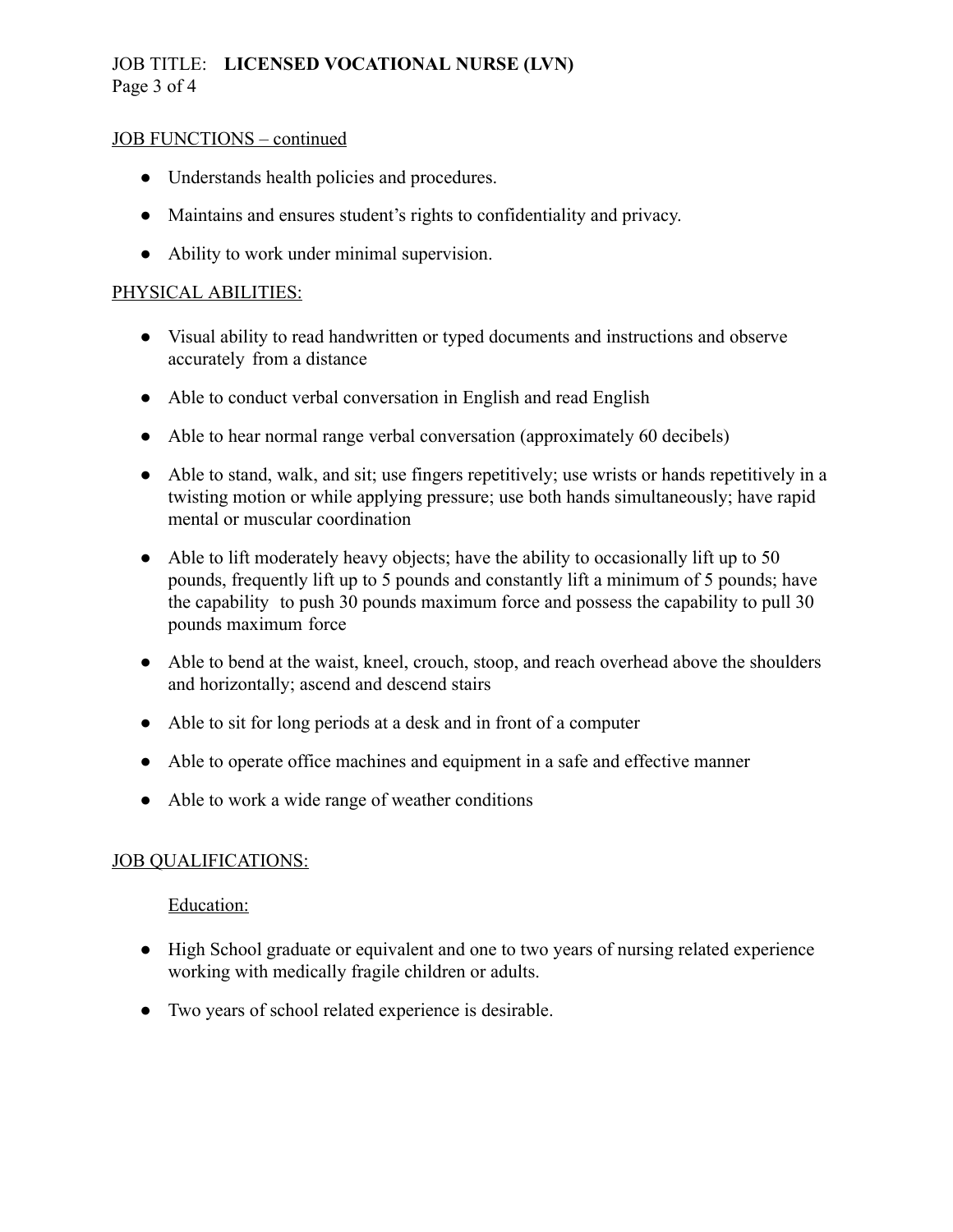## JOB FUNCTIONS – continued

- Understands health policies and procedures.
- Maintains and ensures student's rights to confidentiality and privacy.
- Ability to work under minimal supervision.

## PHYSICAL ABILITIES:

- Visual ability to read handwritten or typed documents and instructions and observe accurately from a distance
- Able to conduct verbal conversation in English and read English
- Able to hear normal range verbal conversation (approximately 60 decibels)
- Able to stand, walk, and sit; use fingers repetitively; use wrists or hands repetitively in a twisting motion or while applying pressure; use both hands simultaneously; have rapid mental or muscular coordination
- Able to lift moderately heavy objects; have the ability to occasionally lift up to 50 pounds, frequently lift up to 5 pounds and constantly lift a minimum of 5 pounds; have the capability to push 30 pounds maximum force and possess the capability to pull 30 pounds maximum force
- Able to bend at the waist, kneel, crouch, stoop, and reach overhead above the shoulders and horizontally; ascend and descend stairs
- Able to sit for long periods at a desk and in front of a computer
- Able to operate office machines and equipment in a safe and effective manner
- Able to work a wide range of weather conditions

## JOB QUALIFICATIONS:

### Education:

- High School graduate or equivalent and one to two years of nursing related experience working with medically fragile children or adults.
- Two years of school related experience is desirable.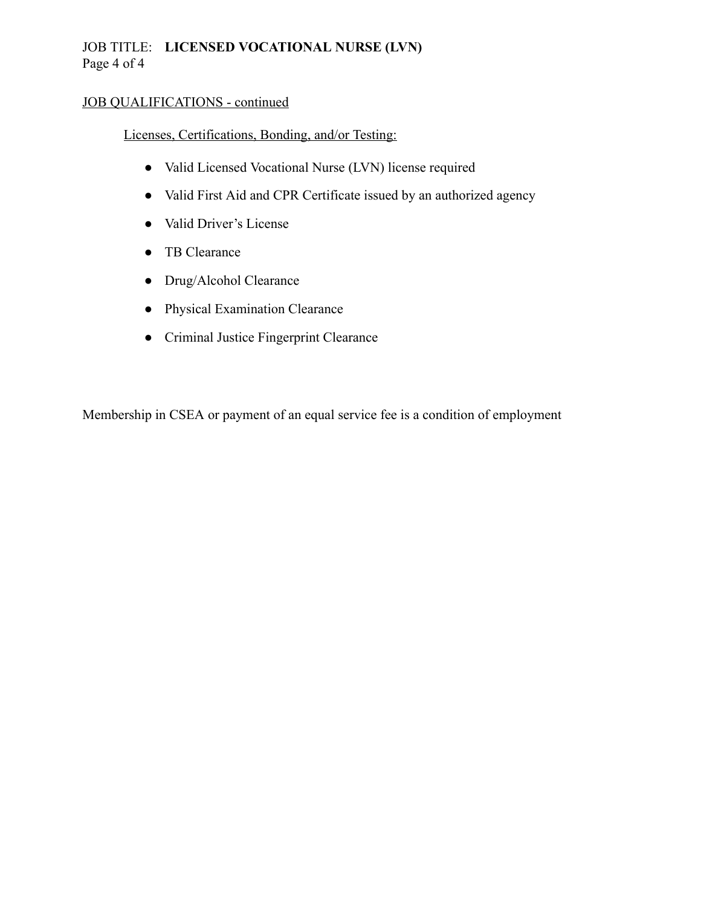## JOB QUALIFICATIONS - continued

### Licenses, Certifications, Bonding, and/or Testing:

- Valid Licensed Vocational Nurse (LVN) license required
- Valid First Aid and CPR Certificate issued by an authorized agency
- Valid Driver's License
- TB Clearance
- Drug/Alcohol Clearance
- Physical Examination Clearance
- Criminal Justice Fingerprint Clearance

Membership in CSEA or payment of an equal service fee is a condition of employment